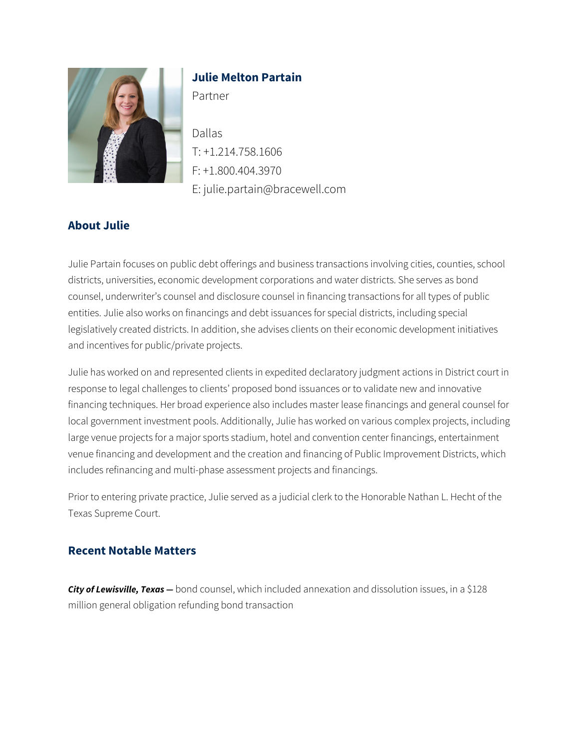## Julie Melton Partain

Partner

Dallas
T: +1.214.758.1606
F: +1.800.404.3970
E: julie.partain@bracewell.com

## About Julie

Julie Partain focuses on public debt offerings and business transactions involving cities, counties, school districts, universities, economic development corporations and water districts. She serves as bond counsel, underwriter's counsel and disclosure counsel in financing transactions for all types of public entities. Julie also works on financings and debt issuances for special districts, including special legislatively created districts. In addition, she advises clients on their economic development initiatives and incentives for public/private projects.

Julie has worked on and represented clients in expedited declaratory judgment actions in District court in response to legal challenges to clients' proposed bond issuances or to validate new and innovative financing techniques. Her broad experience also includes master lease financings and general counsel for local government investment pools. Additionally, Julie has worked on various complex projects, including large venue projects for a major sports stadium, hotel and convention center financings, entertainment venue financing and development and the creation and financing of Public Improvement Districts, which includes refinancing and multi-phase assessment projects and financings.

Prior to entering private practice, Julie served as a judicial clerk to the Honorable Nathan L. Hecht of the Texas Supreme Court.

## Recent Notable Matters

***City of Lewisville, Texas —*** bond counsel, which included annexation and dissolution issues, in a $128 million general obligation refunding bond transaction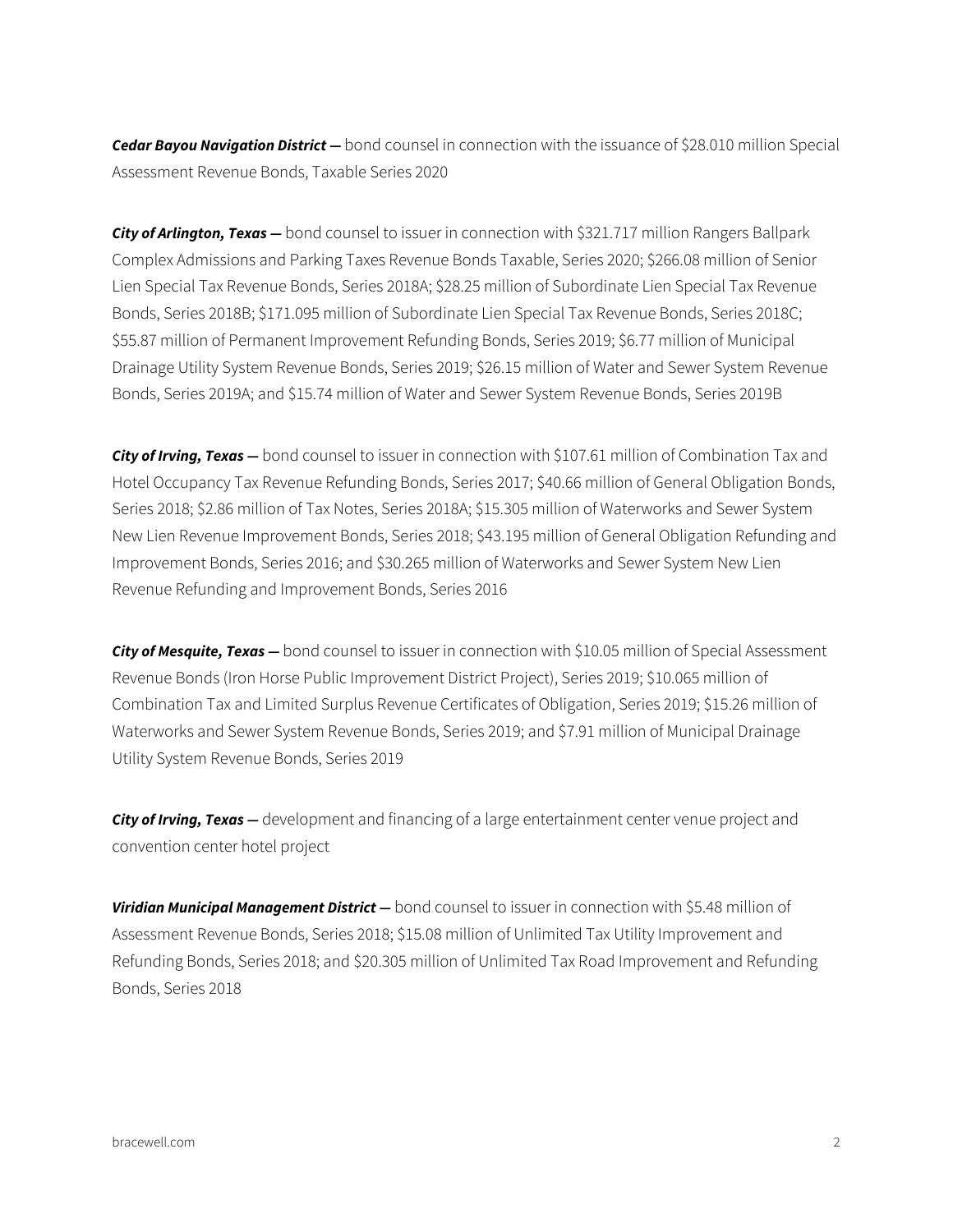***Cedar Bayou Navigation District —*** bond counsel in connection with the issuance of $28.010 million Special Assessment Revenue Bonds, Taxable Series 2020

***City of Arlington, Texas —*** bond counsel to issuer in connection with $321.717 million Rangers Ballpark Complex Admissions and Parking Taxes Revenue Bonds Taxable, Series 2020; $266.08 million of Senior Lien Special Tax Revenue Bonds, Series 2018A; $28.25 million of Subordinate Lien Special Tax Revenue Bonds, Series 2018B; $171.095 million of Subordinate Lien Special Tax Revenue Bonds, Series 2018C; $55.87 million of Permanent Improvement Refunding Bonds, Series 2019; $6.77 million of Municipal Drainage Utility System Revenue Bonds, Series 2019; $26.15 million of Water and Sewer System Revenue Bonds, Series 2019A; and $15.74 million of Water and Sewer System Revenue Bonds, Series 2019B

***City of Irving, Texas —*** bond counsel to issuer in connection with $107.61 million of Combination Tax and Hotel Occupancy Tax Revenue Refunding Bonds, Series 2017; $40.66 million of General Obligation Bonds, Series 2018; $2.86 million of Tax Notes, Series 2018A; $15.305 million of Waterworks and Sewer System New Lien Revenue Improvement Bonds, Series 2018; $43.195 million of General Obligation Refunding and Improvement Bonds, Series 2016; and $30.265 million of Waterworks and Sewer System New Lien Revenue Refunding and Improvement Bonds, Series 2016

***City of Mesquite, Texas —*** bond counsel to issuer in connection with $10.05 million of Special Assessment Revenue Bonds (Iron Horse Public Improvement District Project), Series 2019; $10.065 million of Combination Tax and Limited Surplus Revenue Certificates of Obligation, Series 2019; $15.26 million of Waterworks and Sewer System Revenue Bonds, Series 2019; and $7.91 million of Municipal Drainage Utility System Revenue Bonds, Series 2019

***City of Irving, Texas —*** development and financing of a large entertainment center venue project and convention center hotel project

***Viridian Municipal Management District —*** bond counsel to issuer in connection with $5.48 million of Assessment Revenue Bonds, Series 2018; $15.08 million of Unlimited Tax Utility Improvement and Refunding Bonds, Series 2018; and $20.305 million of Unlimited Tax Road Improvement and Refunding Bonds, Series 2018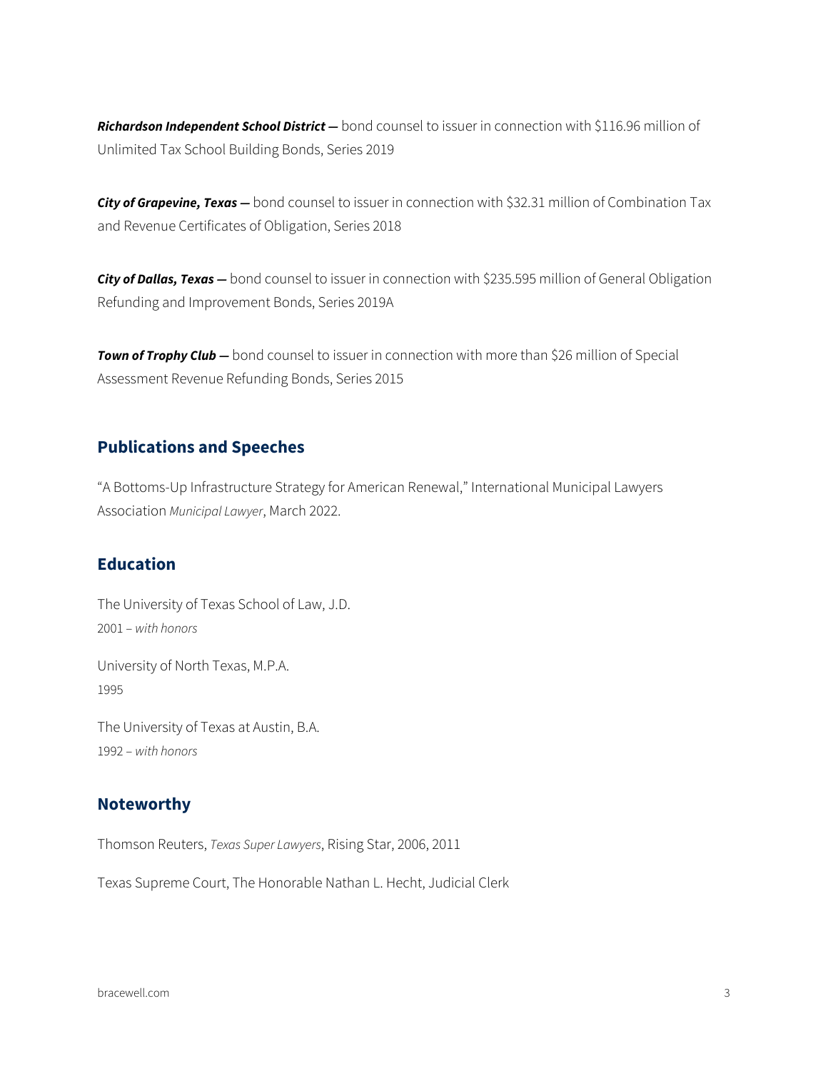***Richardson Independent School District —*** bond counsel to issuer in connection with $116.96 million of Unlimited Tax School Building Bonds, Series 2019

***City of Grapevine, Texas —*** bond counsel to issuer in connection with $32.31 million of Combination Tax and Revenue Certificates of Obligation, Series 2018

***City of Dallas, Texas —*** bond counsel to issuer in connection with $235.595 million of General Obligation Refunding and Improvement Bonds, Series 2019A

***Town of Trophy Club —*** bond counsel to issuer in connection with more than $26 million of Special Assessment Revenue Refunding Bonds, Series 2015

## Publications and Speeches

"A Bottoms-Up Infrastructure Strategy for American Renewal," International Municipal Lawyers Association *Municipal Lawyer*, March 2022.

## Education

The University of Texas School of Law, J.D.
2001 – *with honors*

University of North Texas, M.P.A.
1995

The University of Texas at Austin, B.A.
1992 – *with honors*

## Noteworthy

Thomson Reuters, *Texas Super Lawyers*, Rising Star, 2006, 2011

Texas Supreme Court, The Honorable Nathan L. Hecht, Judicial Clerk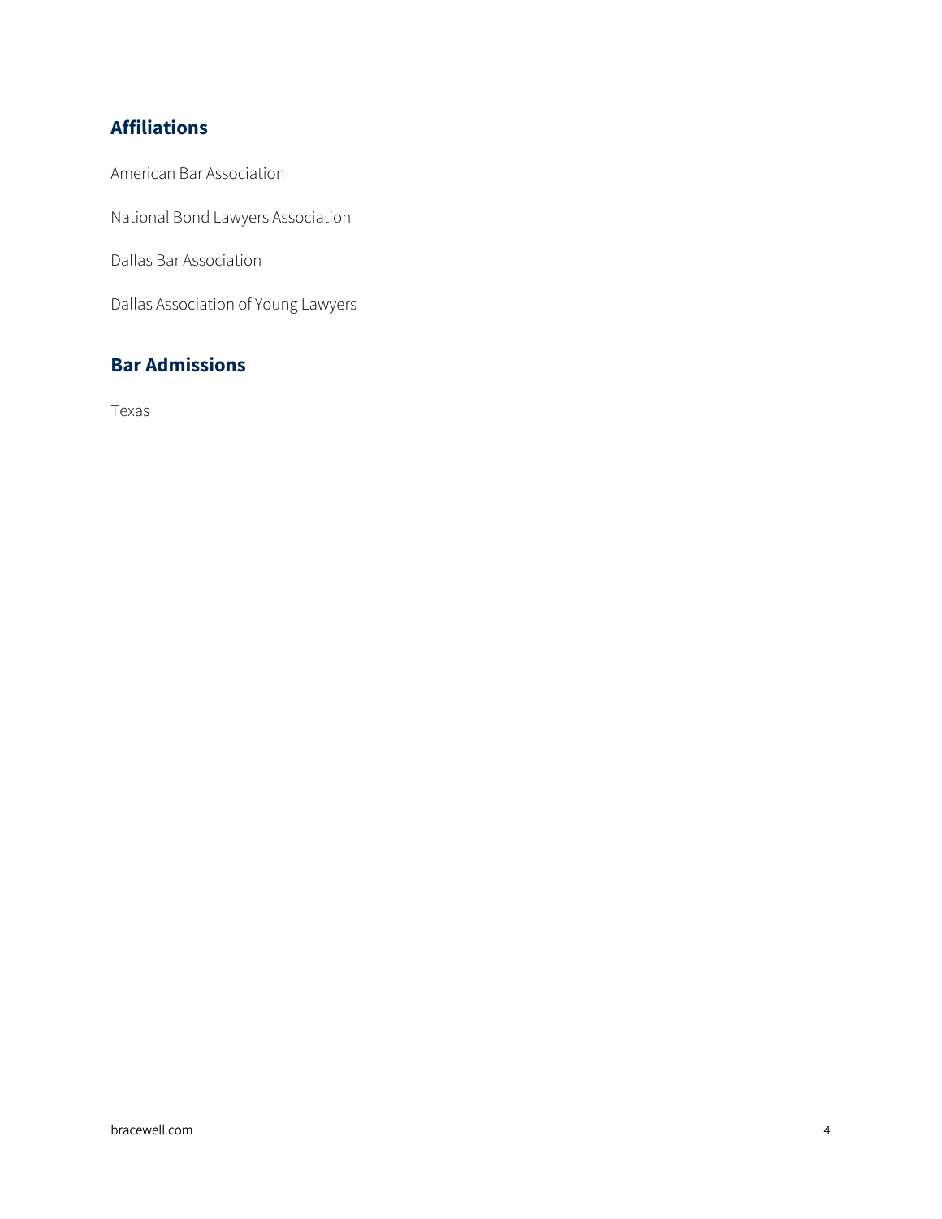## Affiliations

American Bar Association

National Bond Lawyers Association

Dallas Bar Association

Dallas Association of Young Lawyers

## Bar Admissions

Texas